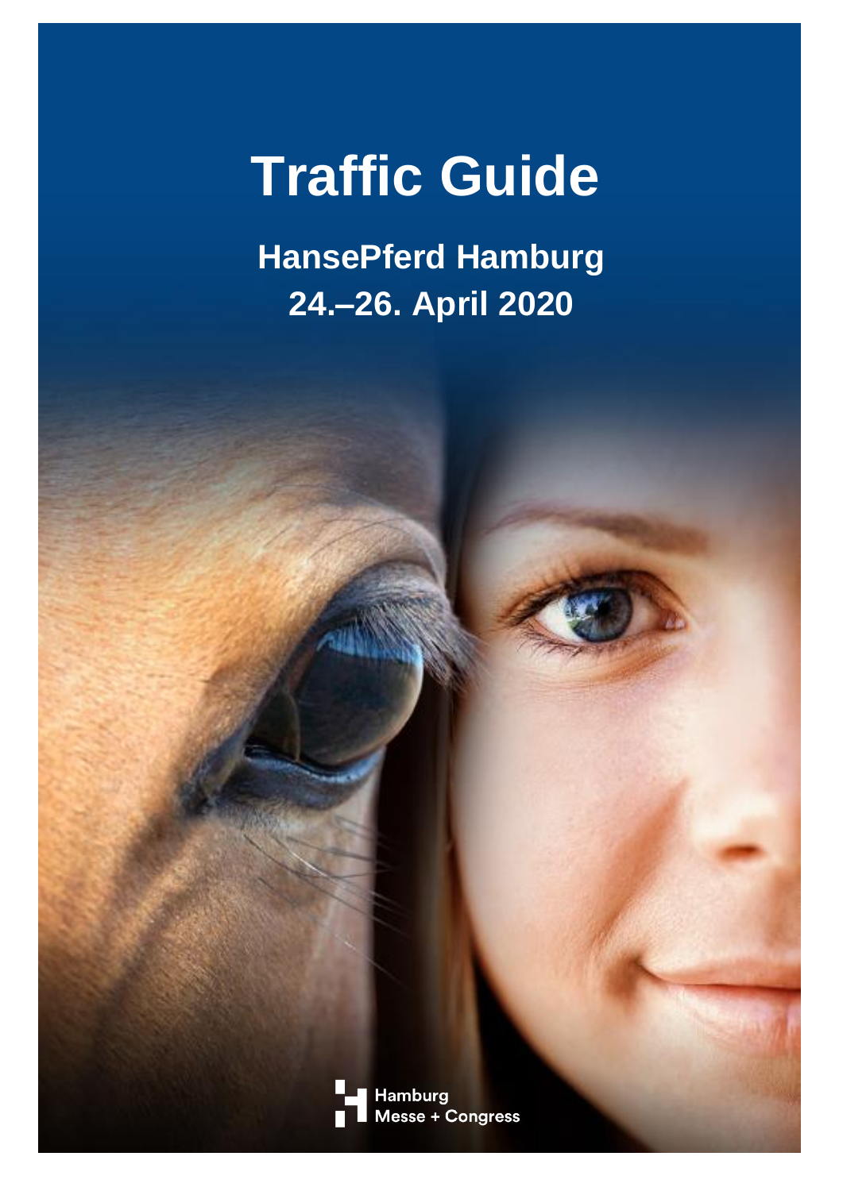# Traffic Guide

## HansePferd Hamburg
## 24.–26. April 2020

Hamburg Messe + Congress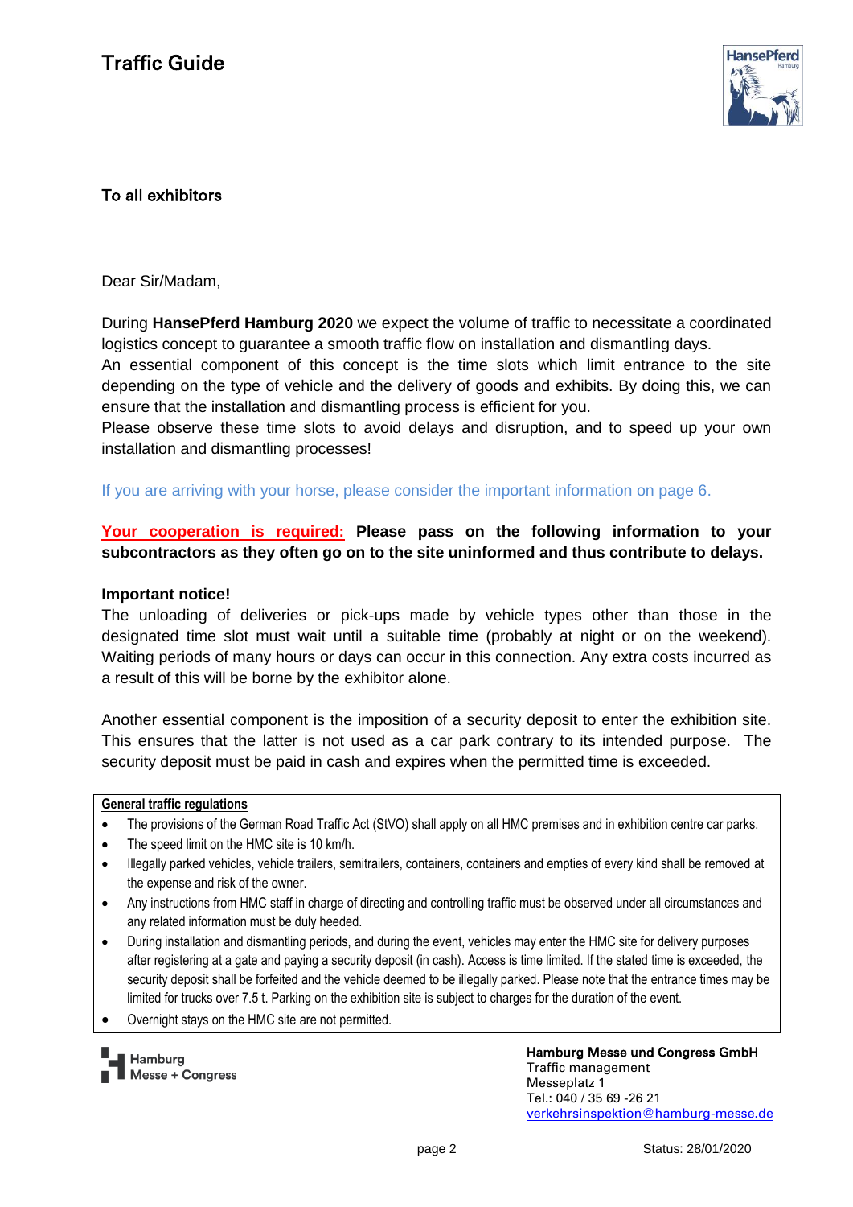# Traffic Guide

To all exhibitors

Dear Sir/Madam,

During **HansePferd Hamburg 2020** we expect the volume of traffic to necessitate a coordinated logistics concept to guarantee a smooth traffic flow on installation and dismantling days.
An essential component of this concept is the time slots which limit entrance to the site depending on the type of vehicle and the delivery of goods and exhibits. By doing this, we can ensure that the installation and dismantling process is efficient for you.
Please observe these time slots to avoid delays and disruption, and to speed up your own installation and dismantling processes!

If you are arriving with your horse, please consider the important information on page 6.

**Your cooperation is required: Please pass on the following information to your subcontractors as they often go on to the site uninformed and thus contribute to delays.**

**Important notice!**
The unloading of deliveries or pick-ups made by vehicle types other than those in the designated time slot must wait until a suitable time (probably at night or on the weekend). Waiting periods of many hours or days can occur in this connection. Any extra costs incurred as a result of this will be borne by the exhibitor alone.

Another essential component is the imposition of a security deposit to enter the exhibition site. This ensures that the latter is not used as a car park contrary to its intended purpose. The security deposit must be paid in cash and expires when the permitted time is exceeded.

**General traffic regulations**

- The provisions of the German Road Traffic Act (StVO) shall apply on all HMC premises and in exhibition centre car parks.
- The speed limit on the HMC site is 10 km/h.
- Illegally parked vehicles, vehicle trailers, semitrailers, containers, containers and empties of every kind shall be removed at the expense and risk of the owner.
- Any instructions from HMC staff in charge of directing and controlling traffic must be observed under all circumstances and any related information must be duly heeded.
- During installation and dismantling periods, and during the event, vehicles may enter the HMC site for delivery purposes after registering at a gate and paying a security deposit (in cash). Access is time limited. If the stated time is exceeded, the security deposit shall be forfeited and the vehicle deemed to be illegally parked. Please note that the entrance times may be limited for trucks over 7.5 t. Parking on the exhibition site is subject to charges for the duration of the event.
- Overnight stays on the HMC site are not permitted.

Hamburg Messe + Congress

**Hamburg Messe und Congress GmbH**
Traffic management
Messeplatz 1
Tel.: 040 / 35 69 -26 21
verkehrsinspektion@hamburg-messe.de

Status: 28/01/2020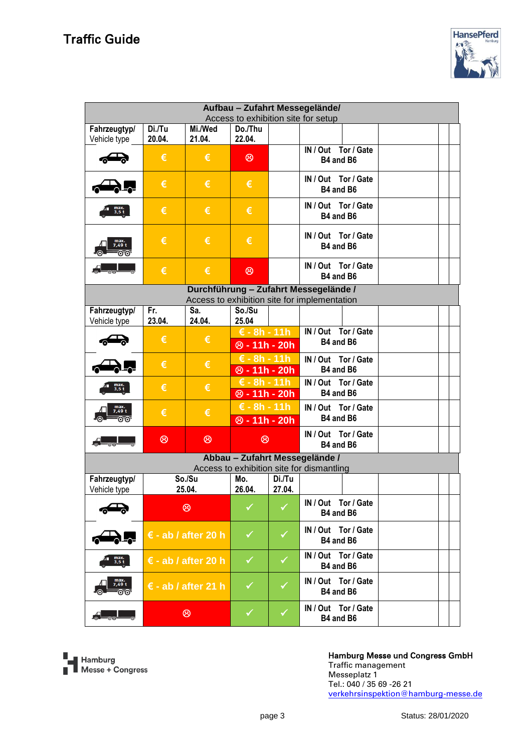# Traffic Guide

HansePferd Hamburg

| Aufbau – Zufahrt Messegelände/ Access to exhibition site for setup | | | | | |
|---|---|---|---|---|---|
| Fahrzeugtyp/ Vehicle type | Di./Tu 20.04. | Mi./Wed 21.04. | Do./Thu 22.04. | | |
| Car | € | € | ☹ | | IN / Out Tor / Gate B4 and B6 |
| Car with trailer | € | € | € | | IN / Out Tor / Gate B4 and B6 |
| Van max. 3,5 t | € | € | € | | IN / Out Tor / Gate B4 and B6 |
| Truck max. 7,49 t | € | € | € | | IN / Out Tor / Gate B4 and B6 |
| Truck with trailer | € | € | ☹ | | IN / Out Tor / Gate B4 and B6 |

| Durchführung – Zufahrt Messegelände / Access to exhibition site for implementation | | | | |
|---|---|---|---|---|
| Fahrzeugtyp/ Vehicle type | Fr. 23.04. | Sa. 24.04. | So./Su 25.04 | |
| Car | € | € | € - 8h - 11h<br>☹ - 11h - 20h | IN / Out Tor / Gate B4 and B6 |
| Car with trailer | € | € | € - 8h - 11h<br>☹ - 11h - 20h | IN / Out Tor / Gate B4 and B6 |
| Van max. 3,5 t | € | € | € - 8h - 11h<br>☹ - 11h - 20h | IN / Out Tor / Gate B4 and B6 |
| Truck max. 7,49 t | € | € | € - 8h - 11h<br>☹ - 11h - 20h | IN / Out Tor / Gate B4 and B6 |
| Truck with trailer | ☹ | ☹ | ☹ | IN / Out Tor / Gate B4 and B6 |

| Abbau – Zufahrt Messegelände / Access to exhibition site for dismantling | | | |
|---|---|---|---|
| Fahrzeugtyp/ Vehicle type | So./Su 25.04. | Mo. 26.04. | Di./Tu 27.04. |
| Car | ☹ | ✓ | ✓ |
| Car with trailer | € - ab / after 20 h | ✓ | ✓ |
| Van max. 3,5 t | € - ab / after 20 h | ✓ | ✓ |
| Truck max. 7,49 t | € - ab / after 21 h | ✓ | ✓ |
| Truck with trailer | ☹ | ✓ | ✓ |

IN / Out Tor / Gate B4 and B6 (applies to all vehicle types for dismantling)

Hamburg Messe + Congress

**Hamburg Messe und Congress GmbH**
Traffic management
Messeplatz 1
Tel.: 040 / 35 69 -26 21
verkehrsinspektion@hamburg-messe.de

Status: 28/01/2020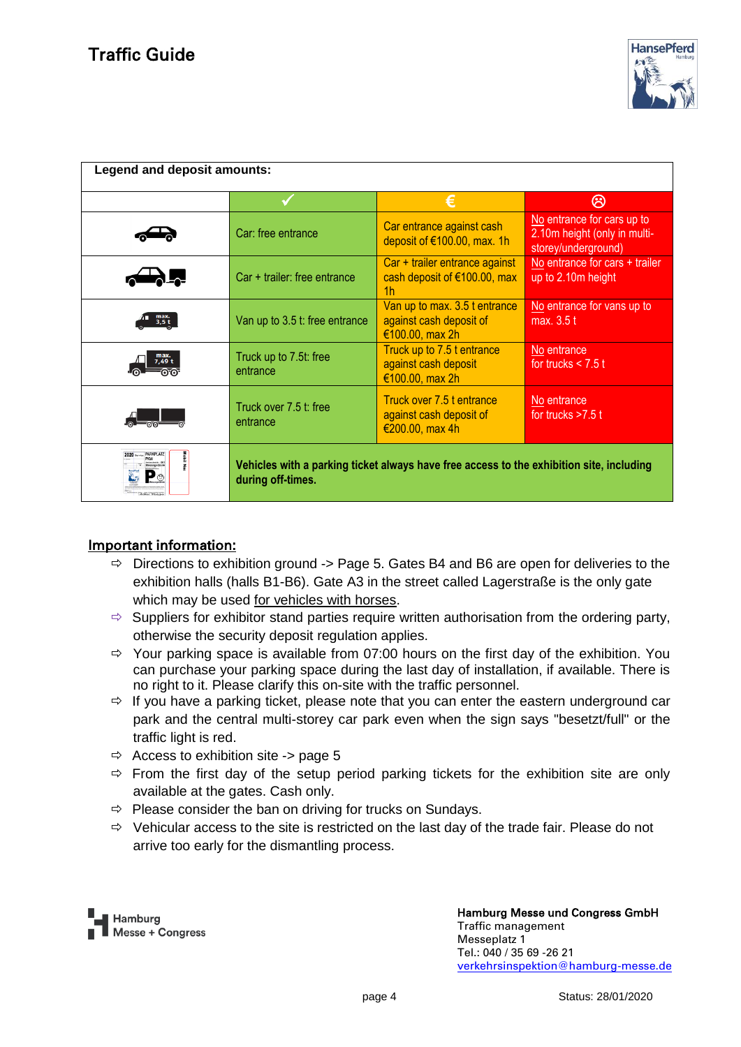# Traffic Guide

| Legend and deposit amounts: | | | |
|---|---|---|---|
| | ✓ | € | ☹ |
| Car | Car: free entrance | Car entrance against cash deposit of €100.00, max. 1h | No entrance for cars up to 2.10m height (only in multi-storey/underground) |
| Car + trailer | Car + trailer: free entrance | Car + trailer entrance against cash deposit of €100.00, max 1h | No entrance for cars + trailer up to 2.10m height |
| max. 3,5 t | Van up to 3.5 t: free entrance | Van up to max. 3.5 t entrance against cash deposit of €100.00, max 2h | No entrance for vans up to max. 3.5 t |
| max. 7,49 t | Truck up to 7.5t: free entrance | Truck up to 7.5 t entrance against cash deposit €100.00, max 2h | No entrance for trucks < 7.5 t |
| Truck over 7.5 t | Truck over 7.5 t: free entrance | Truck over 7.5 t entrance against cash deposit of €200.00, max 4h | No entrance for trucks >7.5 t |
| Parking ticket | **Vehicles with a parking ticket always have free access to the exhibition site, including during off-times.** | | |

## Important information:

- Directions to exhibition ground -> Page 5. Gates B4 and B6 are open for deliveries to the exhibition halls (halls B1-B6). Gate A3 in the street called Lagerstraße is the only gate which may be used for vehicles with horses.
- Suppliers for exhibitor stand parties require written authorisation from the ordering party, otherwise the security deposit regulation applies.
- Your parking space is available from 07:00 hours on the first day of the exhibition. You can purchase your parking space during the last day of installation, if available. There is no right to it. Please clarify this on-site with the traffic personnel.
- If you have a parking ticket, please note that you can enter the eastern underground car park and the central multi-storey car park even when the sign says "besetzt/full" or the traffic light is red.
- Access to exhibition site -> page 5
- From the first day of the setup period parking tickets for the exhibition site are only available at the gates. Cash only.
- Please consider the ban on driving for trucks on Sundays.
- Vehicular access to the site is restricted on the last day of the trade fair. Please do not arrive too early for the dismantling process.

**Hamburg Messe und Congress GmbH**
Traffic management
Messeplatz 1
Tel.: 040 / 35 69 -26 21
verkehrsinspektion@hamburg-messe.de

Status: 28/01/2020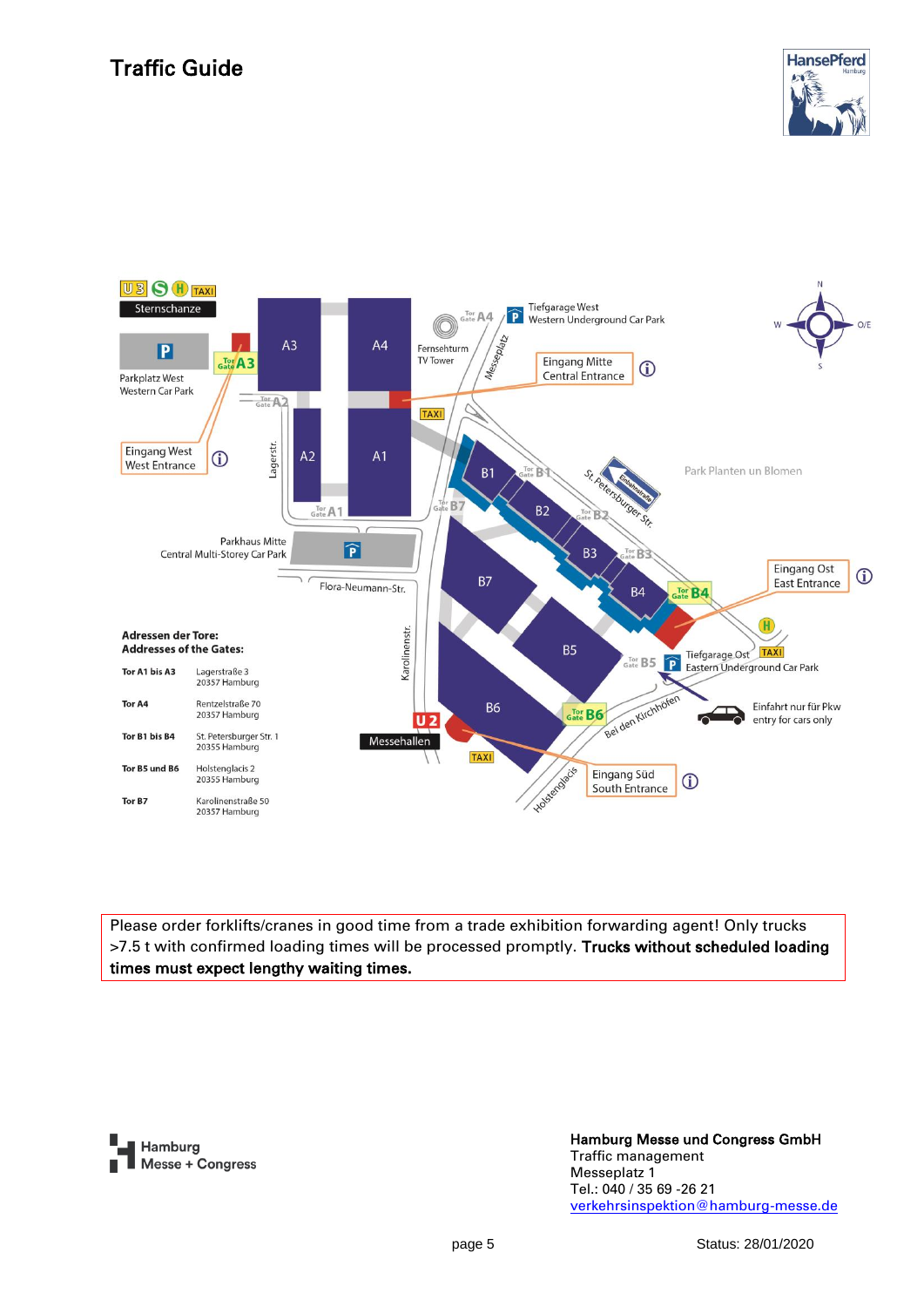# Traffic Guide

U3 S H TAXI
Sternschanze

P
Parkplatz West
Western Car Park

Eingang West
West Entrance

Tor Gate A3

A3 A4

Tor Gate A2

A2 A1

Lagerstr.

Tor Gate A1

Fernsehturm
TV Tower

Tor Gate A4

Messeplatz

Tiefgarage West
Western Underground Car Park

Eingang Mitte
Central Entrance

TAXI

B1 B2 B3 B4

Tor Gate B1

Tor Gate B2

Tor Gate B3

Tor Gate B4

Tor Gate B7

St. Petersburger Str.

Einbahnstraße

Park Planten un Blomen

Eingang Ost
East Entrance

Parkhaus Mitte
Central Multi-Storey Car Park

Flora-Neumann-Str.

B7 B5 B6

Karolinenstr.

Tor Gate B5

Tiefgarage Ost
Eastern Underground Car Park

TAXI

Einfahrt nur für Pkw
entry for cars only

Bei den Kirchhöfen

Tor Gate B6

U2
Messehallen

TAXI

Holstenglacis

Eingang Süd
South Entrance

**Adressen der Tore:**
**Addresses of the Gates:**

| | |
|---|---|
| **Tor A1 bis A3** | Lagerstraße 3<br>20357 Hamburg |
| **Tor A4** | Rentzelstraße 70<br>20357 Hamburg |
| **Tor B1 bis B4** | St. Petersburger Str. 1<br>20355 Hamburg |
| **Tor B5 und B6** | Holstenglacis 2<br>20355 Hamburg |
| **Tor B7** | Karolinenstraße 50<br>20357 Hamburg |

Please order forklifts/cranes in good time from a trade exhibition forwarding agent! Only trucks >7.5 t with confirmed loading times will be processed promptly. **Trucks without scheduled loading times must expect lengthy waiting times.**

Hamburg
Messe + Congress

**Hamburg Messe und Congress GmbH**
Traffic management
Messeplatz 1
Tel.: 040 / 35 69 -26 21
verkehrsinspektion@hamburg-messe.de

Status: 28/01/2020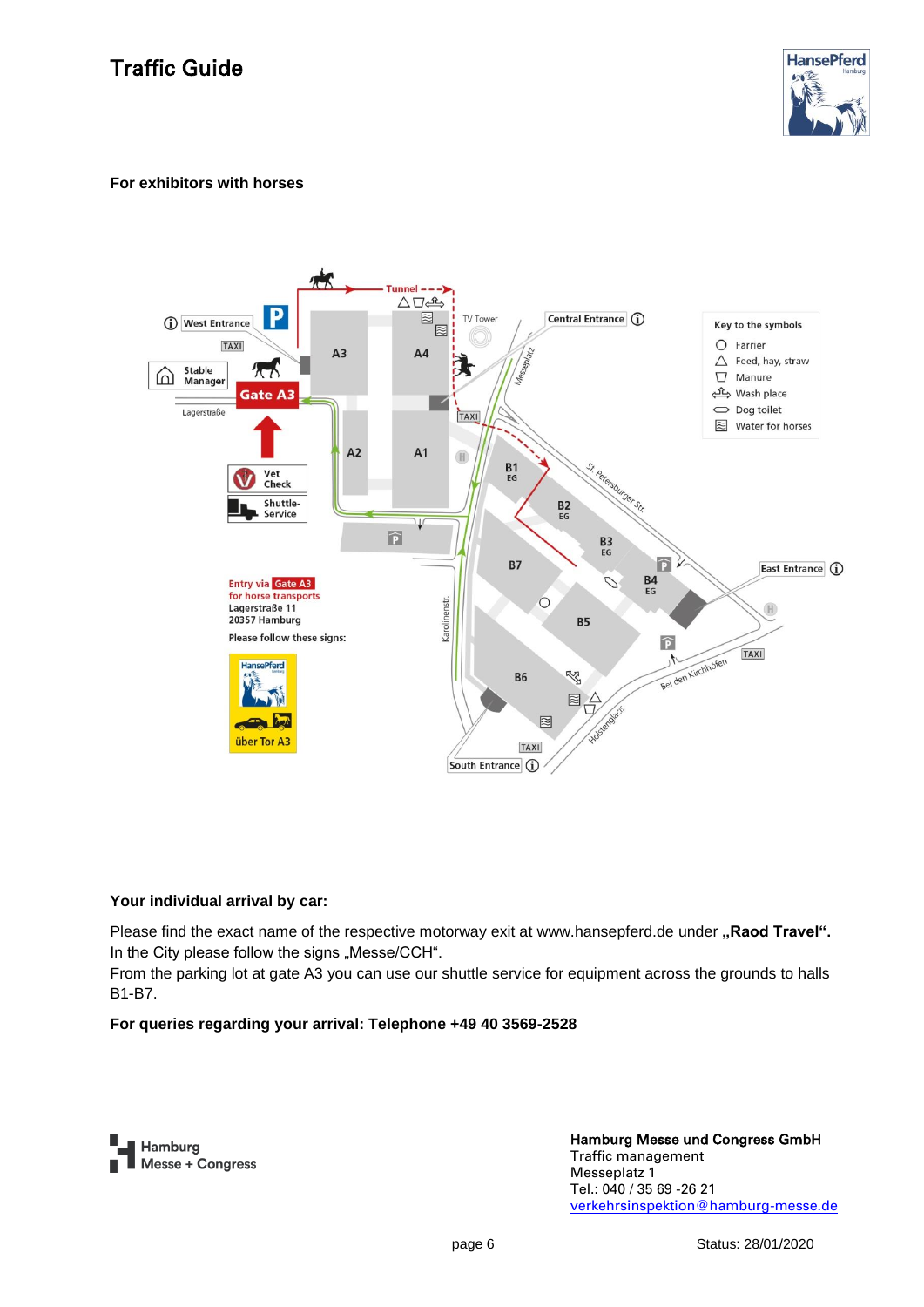# Traffic Guide

**For exhibitors with horses**

Tunnel

West Entrance

TAXI

Stable Manager

Gate A3

Lagerstraße

Vet Check

Shuttle-Service

A3

A4

A2

A1

TV Tower

Central Entrance

Messeplatz

TAXI

B1 EG

B2 EG

B3 EG

B4 EG

B5

B6

B7

St. Petersburger Str.

East Entrance

TAXI

Bei den Kirchhöfen

Holstenglacis

Karolinenstr.

TAXI

South Entrance

Key to the symbols

- Farrier
- Feed, hay, straw
- Manure
- Wash place
- Dog toilet
- Water for horses

Entry via Gate A3
for horse transports
Lagerstraße 11
20357 Hamburg

Please follow these signs:

HansePferd

über Tor A3

**Your individual arrival by car:**

Please find the exact name of the respective motorway exit at www.hansepferd.de under **„Raod Travel“.**
In the City please follow the signs „Messe/CCH“.
From the parking lot at gate A3 you can use our shuttle service for equipment across the grounds to halls B1-B7.

**For queries regarding your arrival: Telephone +49 40 3569-2528**

Hamburg Messe + Congress

**Hamburg Messe und Congress GmbH**
Traffic management
Messeplatz 1
Tel.: 040 / 35 69 -26 21
verkehrsinspektion@hamburg-messe.de

Status: 28/01/2020